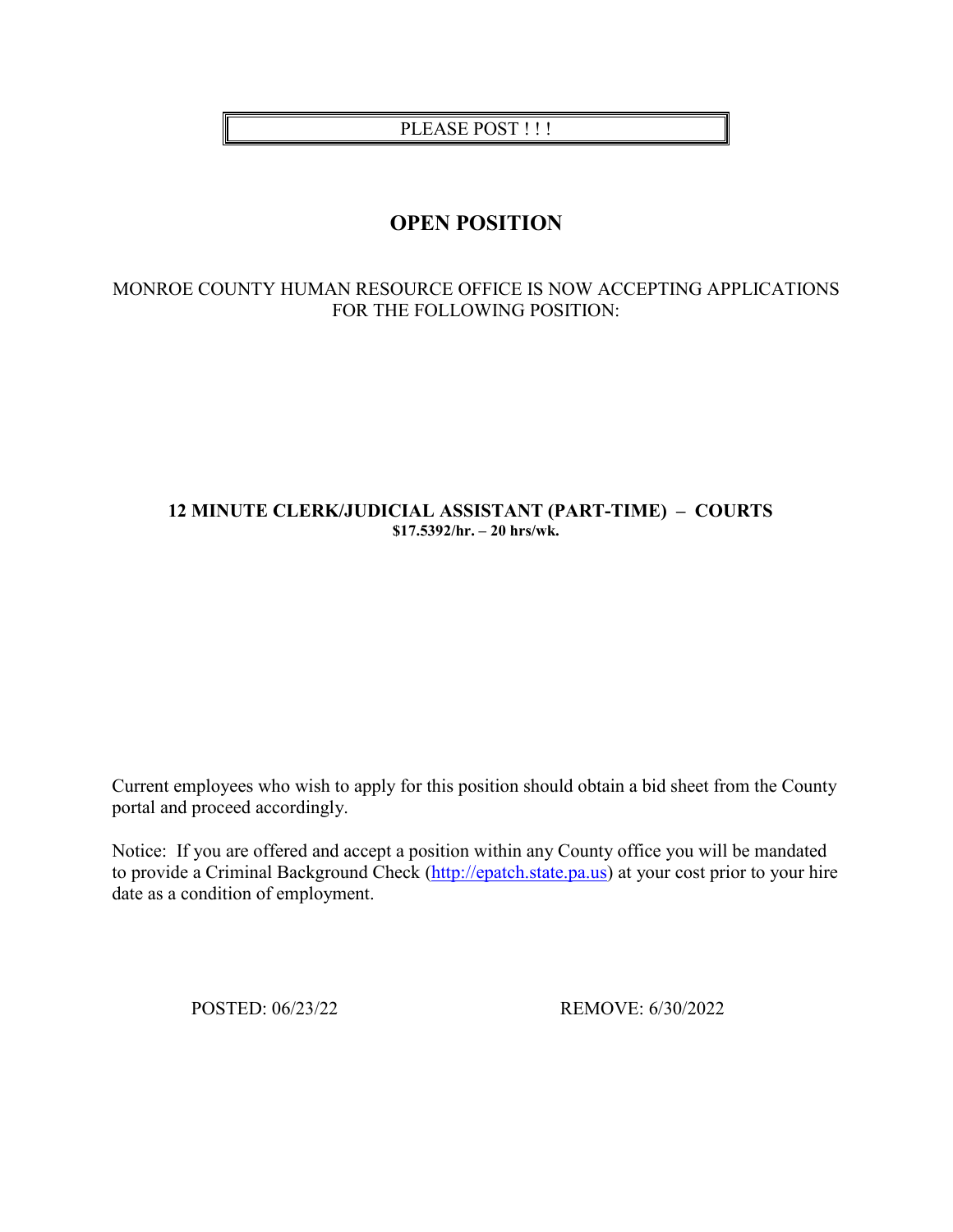PLEASE POST ! ! !

# OPEN POSITION

MONROE COUNTY HUMAN RESOURCE OFFICE IS NOW ACCEPTING APPLICATIONS FOR THE FOLLOWING POSITION:

**12 MINUTE CLERK/JUDICIAL ASSISTANT (PART-TIME) – COURTS**
**$17.5392/hr. – 20 hrs/wk.**

Current employees who wish to apply for this position should obtain a bid sheet from the County portal and proceed accordingly.

Notice: If you are offered and accept a position within any County office you will be mandated to provide a Criminal Background Check (http://epatch.state.pa.us) at your cost prior to your hire date as a condition of employment.

POSTED: 06/23/22 REMOVE: 6/30/2022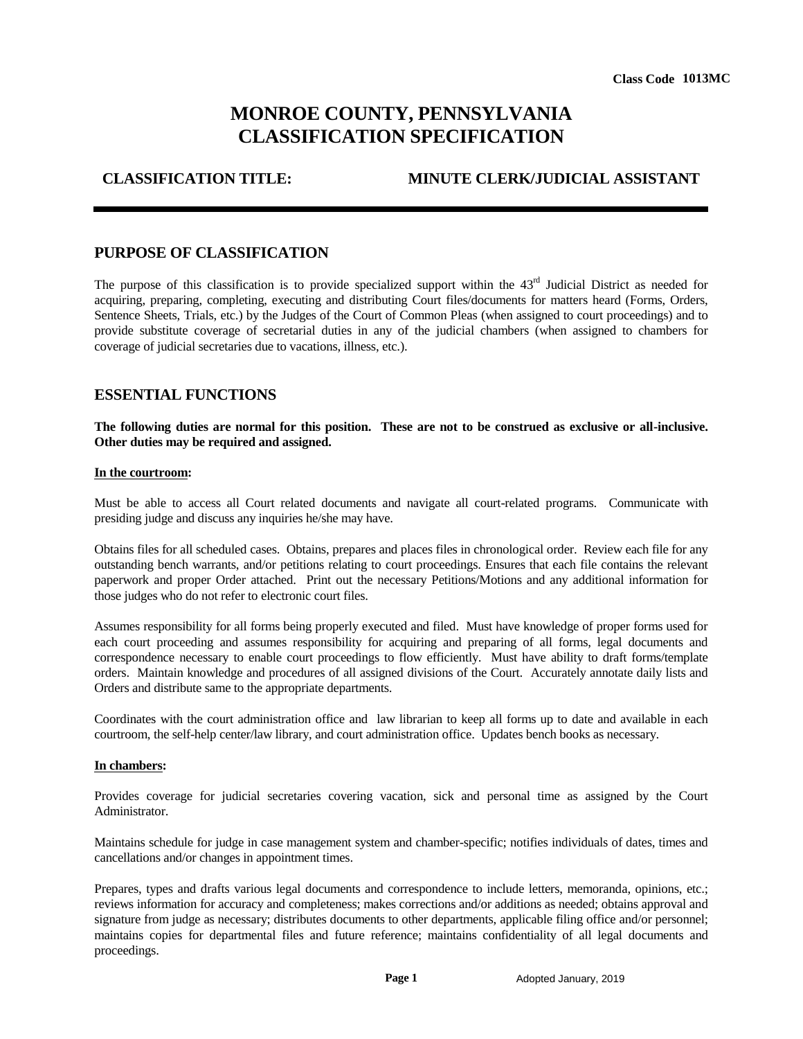Class Code 1013MC

# MONROE COUNTY, PENNSYLVANIA CLASSIFICATION SPECIFICATION

**CLASSIFICATION TITLE:** **MINUTE CLERK/JUDICIAL ASSISTANT**

## PURPOSE OF CLASSIFICATION

The purpose of this classification is to provide specialized support within the 43rd Judicial District as needed for acquiring, preparing, completing, executing and distributing Court files/documents for matters heard (Forms, Orders, Sentence Sheets, Trials, etc.) by the Judges of the Court of Common Pleas (when assigned to court proceedings) and to provide substitute coverage of secretarial duties in any of the judicial chambers (when assigned to chambers for coverage of judicial secretaries due to vacations, illness, etc.).

## ESSENTIAL FUNCTIONS

**The following duties are normal for this position. These are not to be construed as exclusive or all-inclusive. Other duties may be required and assigned.**

**In the courtroom:**

Must be able to access all Court related documents and navigate all court-related programs. Communicate with presiding judge and discuss any inquiries he/she may have.

Obtains files for all scheduled cases. Obtains, prepares and places files in chronological order. Review each file for any outstanding bench warrants, and/or petitions relating to court proceedings. Ensures that each file contains the relevant paperwork and proper Order attached. Print out the necessary Petitions/Motions and any additional information for those judges who do not refer to electronic court files.

Assumes responsibility for all forms being properly executed and filed. Must have knowledge of proper forms used for each court proceeding and assumes responsibility for acquiring and preparing of all forms, legal documents and correspondence necessary to enable court proceedings to flow efficiently. Must have ability to draft forms/template orders. Maintain knowledge and procedures of all assigned divisions of the Court. Accurately annotate daily lists and Orders and distribute same to the appropriate departments.

Coordinates with the court administration office and law librarian to keep all forms up to date and available in each courtroom, the self-help center/law library, and court administration office. Updates bench books as necessary.

**In chambers:**

Provides coverage for judicial secretaries covering vacation, sick and personal time as assigned by the Court Administrator.

Maintains schedule for judge in case management system and chamber-specific; notifies individuals of dates, times and cancellations and/or changes in appointment times.

Prepares, types and drafts various legal documents and correspondence to include letters, memoranda, opinions, etc.; reviews information for accuracy and completeness; makes corrections and/or additions as needed; obtains approval and signature from judge as necessary; distributes documents to other departments, applicable filing office and/or personnel; maintains copies for departmental files and future reference; maintains confidentiality of all legal documents and proceedings.

Adopted January, 2019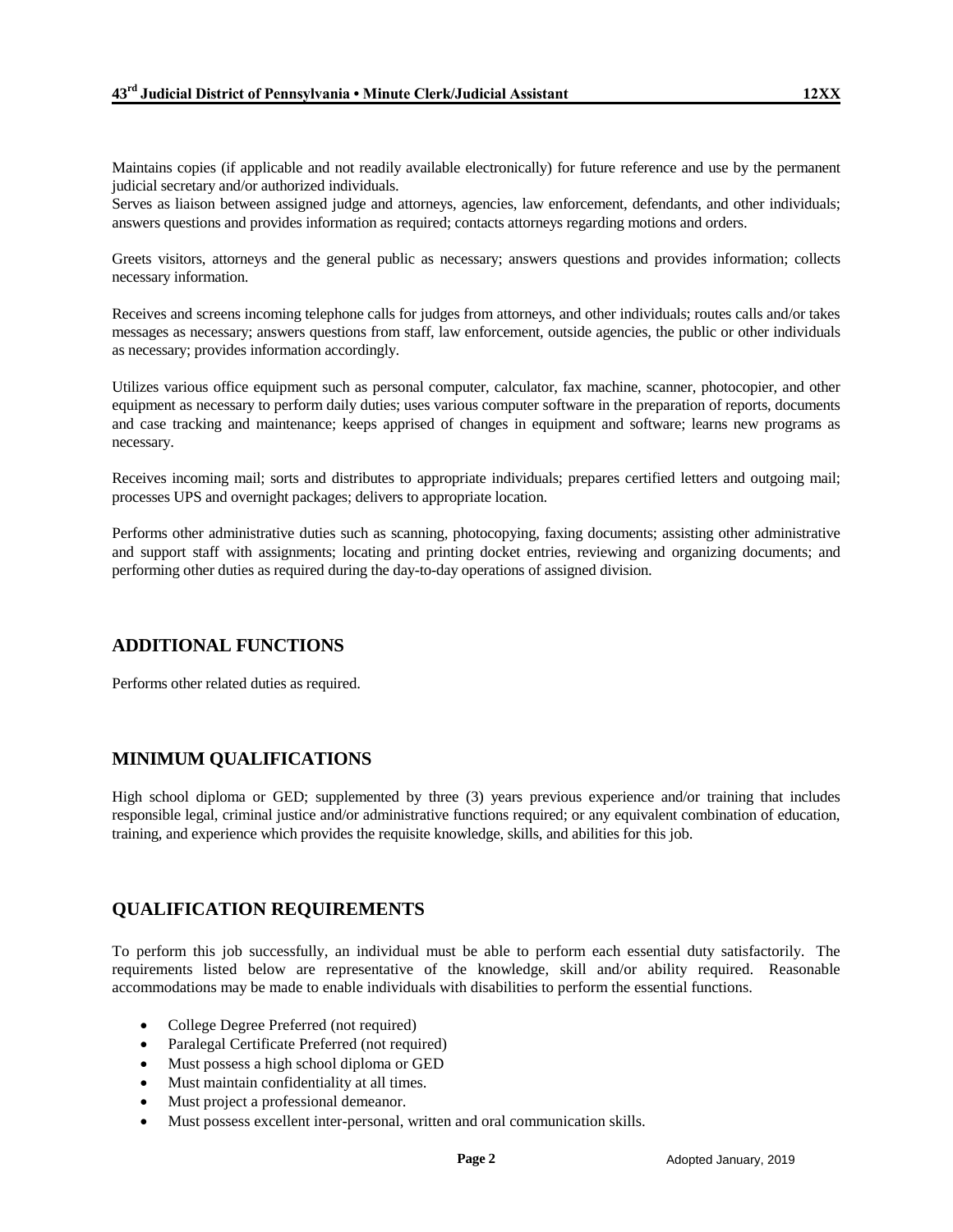Maintains copies (if applicable and not readily available electronically) for future reference and use by the permanent judicial secretary and/or authorized individuals.
Serves as liaison between assigned judge and attorneys, agencies, law enforcement, defendants, and other individuals; answers questions and provides information as required; contacts attorneys regarding motions and orders.

Greets visitors, attorneys and the general public as necessary; answers questions and provides information; collects necessary information.

Receives and screens incoming telephone calls for judges from attorneys, and other individuals; routes calls and/or takes messages as necessary; answers questions from staff, law enforcement, outside agencies, the public or other individuals as necessary; provides information accordingly.

Utilizes various office equipment such as personal computer, calculator, fax machine, scanner, photocopier, and other equipment as necessary to perform daily duties; uses various computer software in the preparation of reports, documents and case tracking and maintenance; keeps apprised of changes in equipment and software; learns new programs as necessary.

Receives incoming mail; sorts and distributes to appropriate individuals; prepares certified letters and outgoing mail; processes UPS and overnight packages; delivers to appropriate location.

Performs other administrative duties such as scanning, photocopying, faxing documents; assisting other administrative and support staff with assignments; locating and printing docket entries, reviewing and organizing documents; and performing other duties as required during the day-to-day operations of assigned division.

## ADDITIONAL FUNCTIONS

Performs other related duties as required.

## MINIMUM QUALIFICATIONS

High school diploma or GED; supplemented by three (3) years previous experience and/or training that includes responsible legal, criminal justice and/or administrative functions required; or any equivalent combination of education, training, and experience which provides the requisite knowledge, skills, and abilities for this job.

## QUALIFICATION REQUIREMENTS

To perform this job successfully, an individual must be able to perform each essential duty satisfactorily. The requirements listed below are representative of the knowledge, skill and/or ability required. Reasonable accommodations may be made to enable individuals with disabilities to perform the essential functions.

- College Degree Preferred (not required)
- Paralegal Certificate Preferred (not required)
- Must possess a high school diploma or GED
- Must maintain confidentiality at all times.
- Must project a professional demeanor.
- Must possess excellent inter-personal, written and oral communication skills.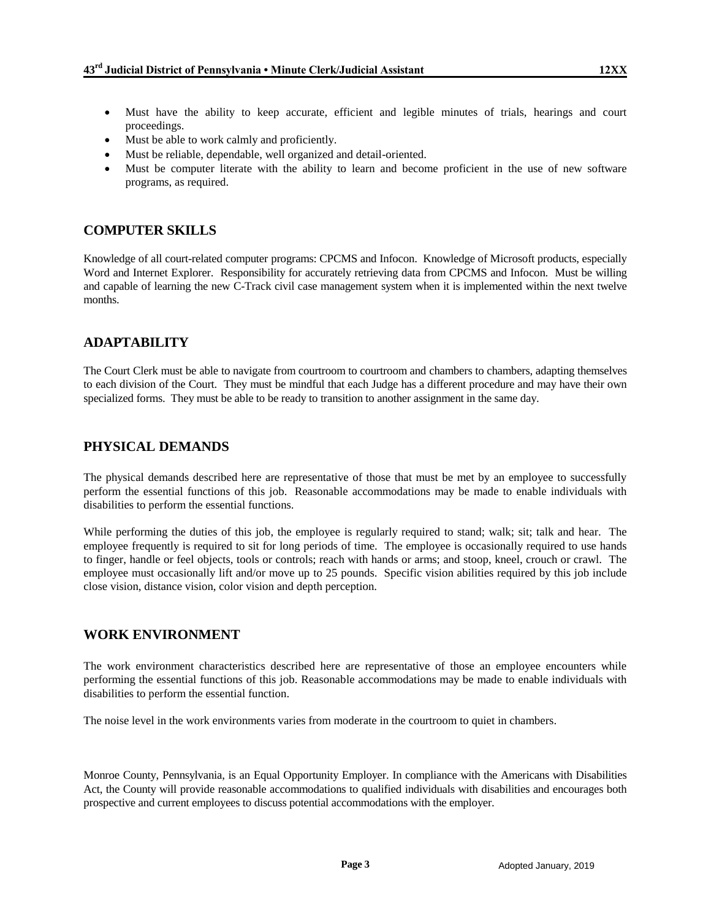- Must have the ability to keep accurate, efficient and legible minutes of trials, hearings and court proceedings.
- Must be able to work calmly and proficiently.
- Must be reliable, dependable, well organized and detail-oriented.
- Must be computer literate with the ability to learn and become proficient in the use of new software programs, as required.

## COMPUTER SKILLS

Knowledge of all court-related computer programs: CPCMS and Infocon. Knowledge of Microsoft products, especially Word and Internet Explorer. Responsibility for accurately retrieving data from CPCMS and Infocon. Must be willing and capable of learning the new C-Track civil case management system when it is implemented within the next twelve months.

## ADAPTABILITY

The Court Clerk must be able to navigate from courtroom to courtroom and chambers to chambers, adapting themselves to each division of the Court. They must be mindful that each Judge has a different procedure and may have their own specialized forms. They must be able to be ready to transition to another assignment in the same day.

## PHYSICAL DEMANDS

The physical demands described here are representative of those that must be met by an employee to successfully perform the essential functions of this job. Reasonable accommodations may be made to enable individuals with disabilities to perform the essential functions.

While performing the duties of this job, the employee is regularly required to stand; walk; sit; talk and hear. The employee frequently is required to sit for long periods of time. The employee is occasionally required to use hands to finger, handle or feel objects, tools or controls; reach with hands or arms; and stoop, kneel, crouch or crawl. The employee must occasionally lift and/or move up to 25 pounds. Specific vision abilities required by this job include close vision, distance vision, color vision and depth perception.

## WORK ENVIRONMENT

The work environment characteristics described here are representative of those an employee encounters while performing the essential functions of this job. Reasonable accommodations may be made to enable individuals with disabilities to perform the essential function.

The noise level in the work environments varies from moderate in the courtroom to quiet in chambers.

Monroe County, Pennsylvania, is an Equal Opportunity Employer. In compliance with the Americans with Disabilities Act, the County will provide reasonable accommodations to qualified individuals with disabilities and encourages both prospective and current employees to discuss potential accommodations with the employer.